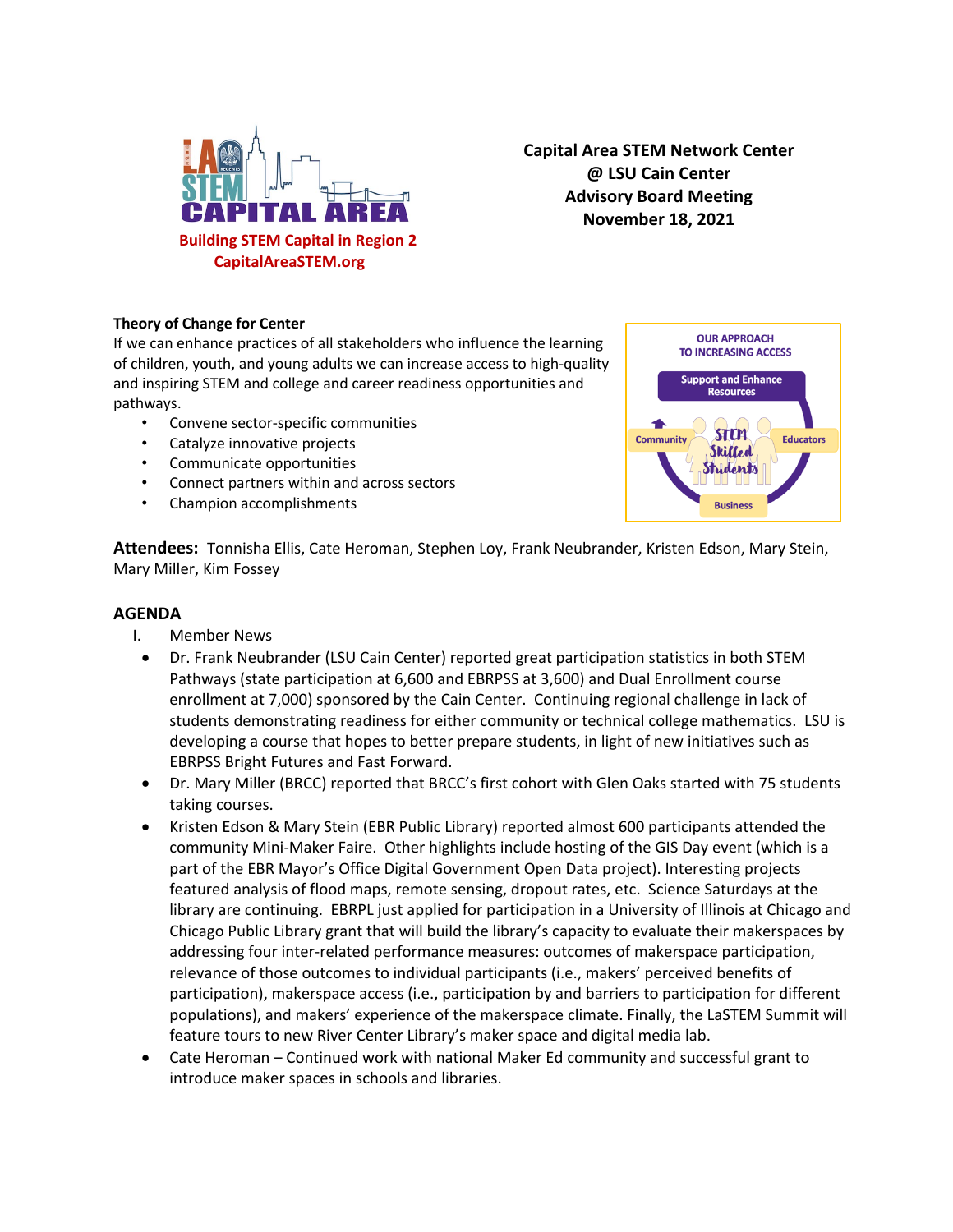Building STEM Capital in Region 2
CapitalAreaSTEM.org

**Capital Area STEM Network Center**
**@ LSU Cain Center**
**Advisory Board Meeting**
**November 18, 2021**

**Theory of Change for Center**

If we can enhance practices of all stakeholders who influence the learning of children, youth, and young adults we can increase access to high-quality and inspiring STEM and college and career readiness opportunities and pathways.

- Convene sector-specific communities
- Catalyze innovative projects
- Communicate opportunities
- Connect partners within and across sectors
- Champion accomplishments

**Attendees:** Tonnisha Ellis, Cate Heroman, Stephen Loy, Frank Neubrander, Kristen Edson, Mary Stein, Mary Miller, Kim Fossey

## AGENDA

I. Member News

- Dr. Frank Neubrander (LSU Cain Center) reported great participation statistics in both STEM Pathways (state participation at 6,600 and EBRPSS at 3,600) and Dual Enrollment course enrollment at 7,000) sponsored by the Cain Center. Continuing regional challenge in lack of students demonstrating readiness for either community or technical college mathematics. LSU is developing a course that hopes to better prepare students, in light of new initiatives such as EBRPSS Bright Futures and Fast Forward.
- Dr. Mary Miller (BRCC) reported that BRCC's first cohort with Glen Oaks started with 75 students taking courses.
- Kristen Edson & Mary Stein (EBR Public Library) reported almost 600 participants attended the community Mini-Maker Faire. Other highlights include hosting of the GIS Day event (which is a part of the EBR Mayor's Office Digital Government Open Data project). Interesting projects featured analysis of flood maps, remote sensing, dropout rates, etc. Science Saturdays at the library are continuing. EBRPL just applied for participation in a University of Illinois at Chicago and Chicago Public Library grant that will build the library's capacity to evaluate their makerspaces by addressing four inter-related performance measures: outcomes of makerspace participation, relevance of those outcomes to individual participants (i.e., makers' perceived benefits of participation), makerspace access (i.e., participation by and barriers to participation for different populations), and makers' experience of the makerspace climate. Finally, the LaSTEM Summit will feature tours to new River Center Library's maker space and digital media lab.
- Cate Heroman – Continued work with national Maker Ed community and successful grant to introduce maker spaces in schools and libraries.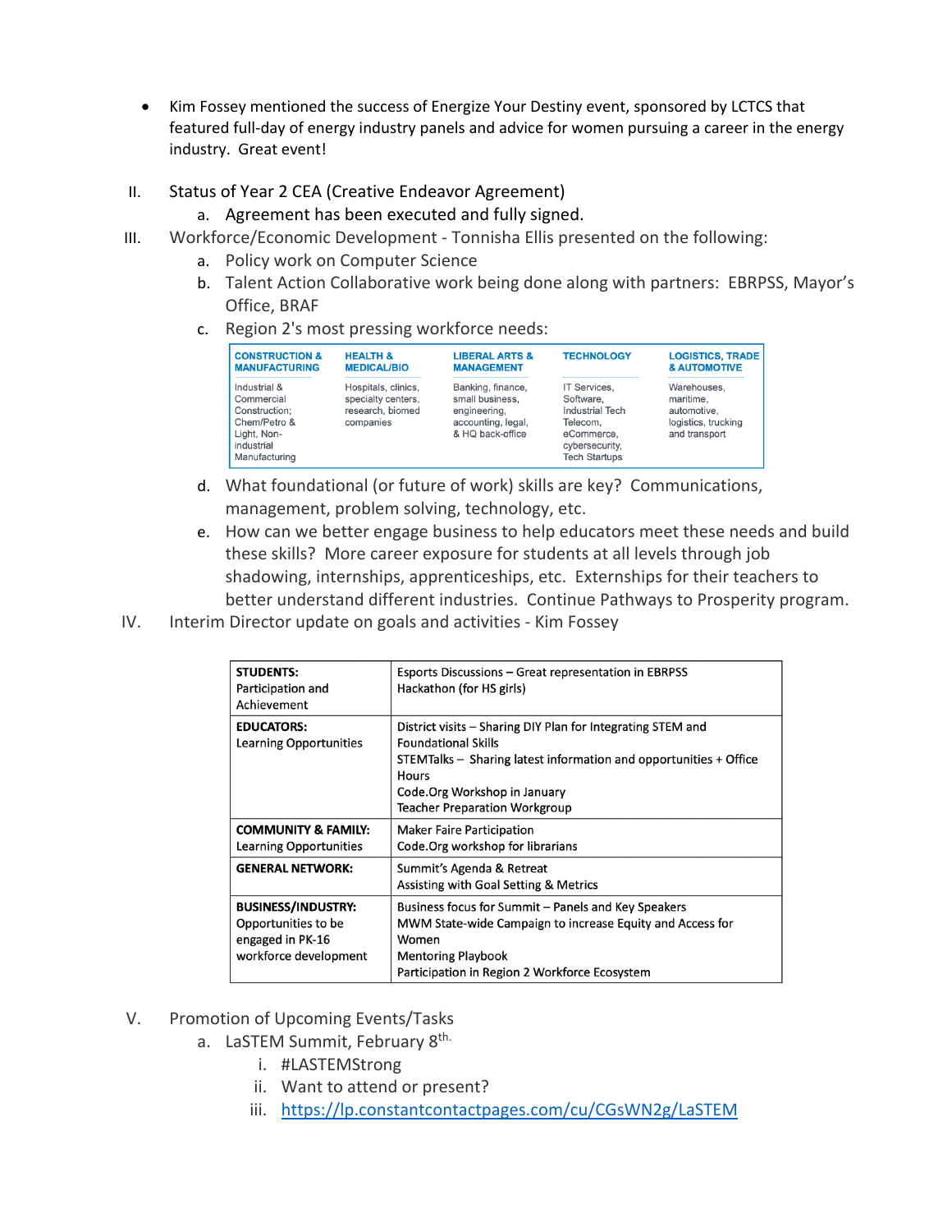- Kim Fossey mentioned the success of Energize Your Destiny event, sponsored by LCTCS that featured full-day of energy industry panels and advice for women pursuing a career in the energy industry. Great event!

II. Status of Year 2 CEA (Creative Endeavor Agreement)
  a. Agreement has been executed and fully signed.

III. Workforce/Economic Development - Tonnisha Ellis presented on the following:
  a. Policy work on Computer Science
  b. Talent Action Collaborative work being done along with partners: EBRPSS, Mayor's Office, BRAF
  c. Region 2's most pressing workforce needs:

| CONSTRUCTION & MANUFACTURING | HEALTH & MEDICAL/BIO | LIBERAL ARTS & MANAGEMENT | TECHNOLOGY | LOGISTICS, TRADE & AUTOMOTIVE |
|---|---|---|---|---|
| Industrial & Commercial Construction; Chem/Petro & Light, Non-industrial Manufacturing | Hospitals, clinics, specialty centers, research, biomed companies | Banking, finance, small business, engineering, accounting, legal, & HQ back-office | IT Services, Software, Industrial Tech Telecom, eCommerce, cybersecurity, Tech Startups | Warehouses, maritime, automotive, logistics, trucking and transport |

  d. What foundational (or future of work) skills are key? Communications, management, problem solving, technology, etc.
  e. How can we better engage business to help educators meet these needs and build these skills? More career exposure for students at all levels through job shadowing, internships, apprenticeships, etc. Externships for their teachers to better understand different industries. Continue Pathways to Prosperity program.

IV. Interim Director update on goals and activities - Kim Fossey

| | |
|---|---|
| **STUDENTS:** Participation and Achievement | Esports Discussions – Great representation in EBRPSS<br>Hackathon (for HS girls) |
| **EDUCATORS:** Learning Opportunities | District visits – Sharing DIY Plan for Integrating STEM and Foundational Skills<br>STEMTalks – Sharing latest information and opportunities + Office Hours<br>Code.Org Workshop in January<br>Teacher Preparation Workgroup |
| **COMMUNITY & FAMILY:** Learning Opportunities | Maker Faire Participation<br>Code.Org workshop for librarians |
| **GENERAL NETWORK:** | Summit's Agenda & Retreat<br>Assisting with Goal Setting & Metrics |
| **BUSINESS/INDUSTRY:** Opportunities to be engaged in PK-16 workforce development | Business focus for Summit – Panels and Key Speakers<br>MWM State-wide Campaign to increase Equity and Access for Women<br>Mentoring Playbook<br>Participation in Region 2 Workforce Ecosystem |

V. Promotion of Upcoming Events/Tasks
  a. LaSTEM Summit, February 8th.
    i. #LASTEMStrong
    ii. Want to attend or present?
    iii. https://lp.constantcontactpages.com/cu/CGsWN2g/LaSTEM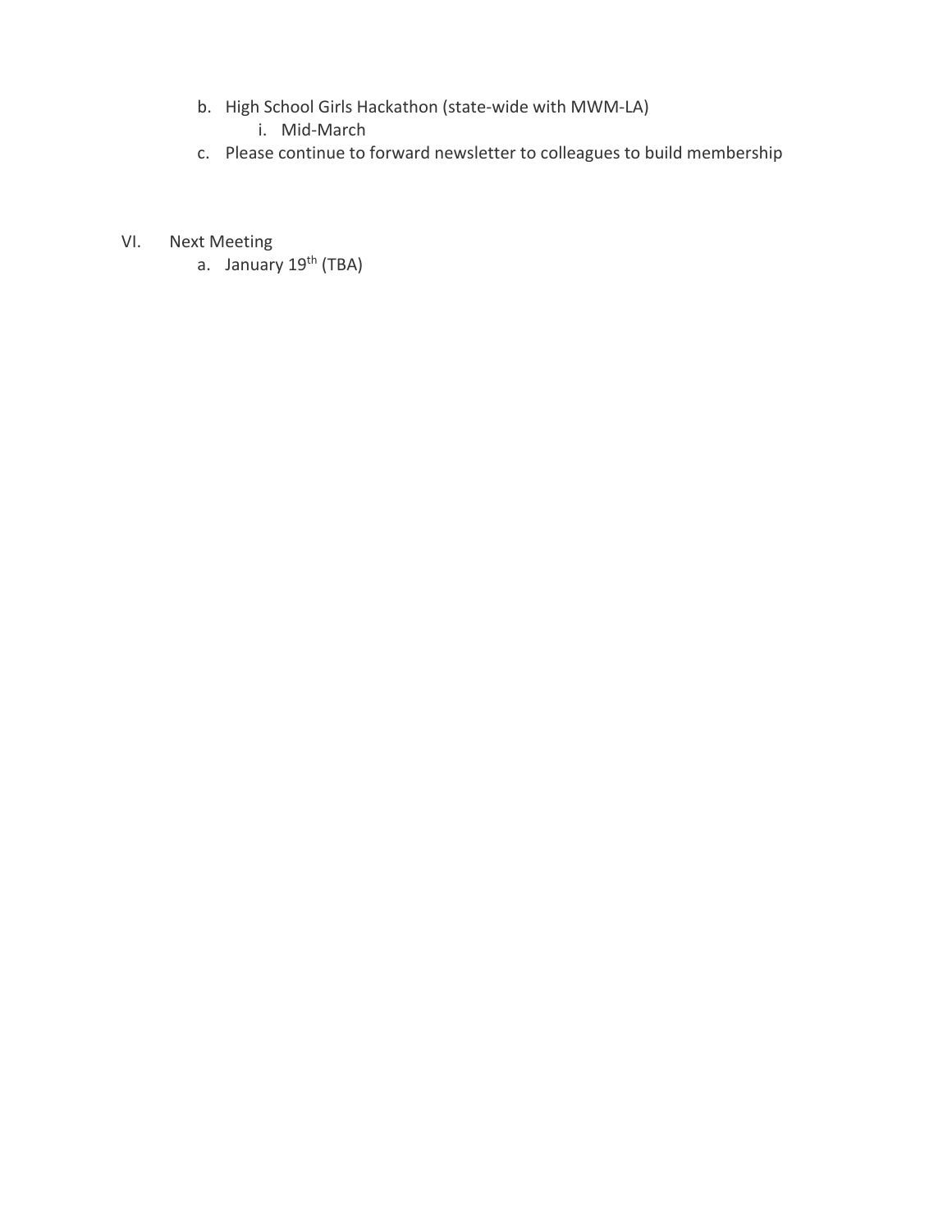b. High School Girls Hackathon (state-wide with MWM-LA)
   i. Mid-March
c. Please continue to forward newsletter to colleagues to build membership

VI. Next Meeting
   a. January 19th (TBA)